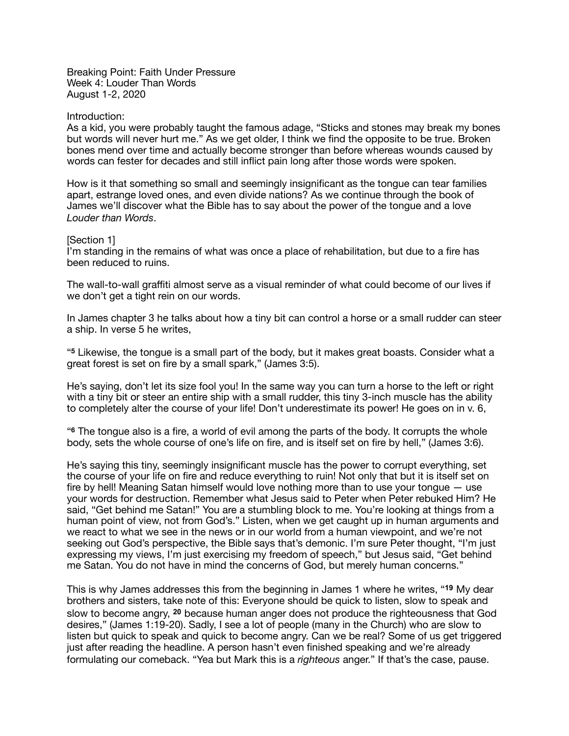Breaking Point: Faith Under Pressure
Week 4: Louder Than Words
August 1-2, 2020

Introduction:
As a kid, you were probably taught the famous adage, "Sticks and stones may break my bones but words will never hurt me." As we get older, I think we find the opposite to be true. Broken bones mend over time and actually become stronger than before whereas wounds caused by words can fester for decades and still inflict pain long after those words were spoken.

How is it that something so small and seemingly insignificant as the tongue can tear families apart, estrange loved ones, and even divide nations? As we continue through the book of James we'll discover what the Bible has to say about the power of the tongue and a love *Louder than Words*.

[Section 1]
I'm standing in the remains of what was once a place of rehabilitation, but due to a fire has been reduced to ruins.

The wall-to-wall graffiti almost serve as a visual reminder of what could become of our lives if we don't get a tight rein on our words.

In James chapter 3 he talks about how a tiny bit can control a horse or a small rudder can steer a ship. In verse 5 he writes,

"**5** Likewise, the tongue is a small part of the body, but it makes great boasts. Consider what a great forest is set on fire by a small spark," (James 3:5).

He's saying, don't let its size fool you! In the same way you can turn a horse to the left or right with a tiny bit or steer an entire ship with a small rudder, this tiny 3-inch muscle has the ability to completely alter the course of your life! Don't underestimate its power! He goes on in v. 6,

"**6** The tongue also is a fire, a world of evil among the parts of the body. It corrupts the whole body, sets the whole course of one's life on fire, and is itself set on fire by hell," (James 3:6).

He's saying this tiny, seemingly insignificant muscle has the power to corrupt everything, set the course of your life on fire and reduce everything to ruin! Not only that but it is itself set on fire by hell! Meaning Satan himself would love nothing more than to use your tongue — use your words for destruction. Remember what Jesus said to Peter when Peter rebuked Him? He said, "Get behind me Satan!" You are a stumbling block to me. You're looking at things from a human point of view, not from God's." Listen, when we get caught up in human arguments and we react to what we see in the news or in our world from a human viewpoint, and we're not seeking out God's perspective, the Bible says that's demonic. I'm sure Peter thought, "I'm just expressing my views, I'm just exercising my freedom of speech," but Jesus said, "Get behind me Satan. You do not have in mind the concerns of God, but merely human concerns."

This is why James addresses this from the beginning in James 1 where he writes, "**19** My dear brothers and sisters, take note of this: Everyone should be quick to listen, slow to speak and slow to become angry, **20** because human anger does not produce the righteousness that God desires," (James 1:19-20). Sadly, I see a lot of people (many in the Church) who are slow to listen but quick to speak and quick to become angry. Can we be real? Some of us get triggered just after reading the headline. A person hasn't even finished speaking and we're already formulating our comeback. "Yea but Mark this is a *righteous* anger." If that's the case, pause.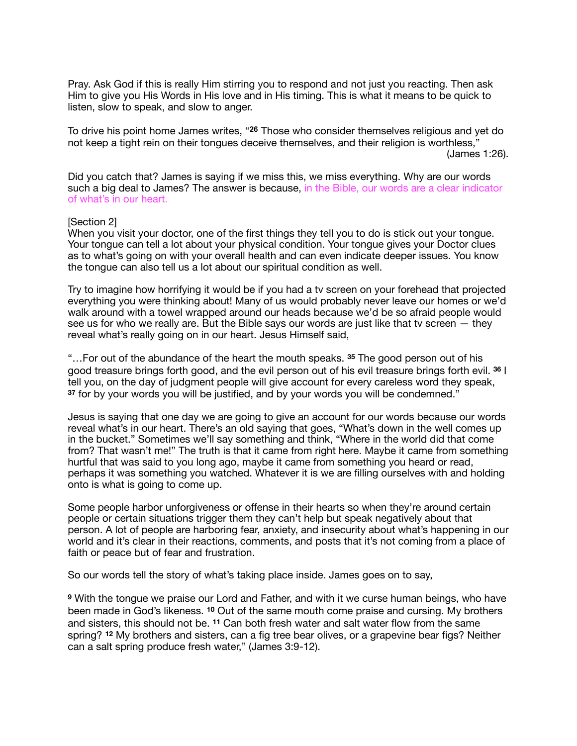Pray. Ask God if this is really Him stirring you to respond and not just you reacting. Then ask Him to give you His Words in His love and in His timing. This is what it means to be quick to listen, slow to speak, and slow to anger.

To drive his point home James writes, "[26] Those who consider themselves religious and yet do not keep a tight rein on their tongues deceive themselves, and their religion is worthless," (James 1:26).

Did you catch that? James is saying if we miss this, we miss everything. Why are our words such a big deal to James? The answer is because, in the Bible, our words are a clear indicator of what's in our heart.

[Section 2]
When you visit your doctor, one of the first things they tell you to do is stick out your tongue. Your tongue can tell a lot about your physical condition. Your tongue gives your Doctor clues as to what's going on with your overall health and can even indicate deeper issues. You know the tongue can also tell us a lot about our spiritual condition as well.

Try to imagine how horrifying it would be if you had a tv screen on your forehead that projected everything you were thinking about! Many of us would probably never leave our homes or we'd walk around with a towel wrapped around our heads because we'd be so afraid people would see us for who we really are. But the Bible says our words are just like that tv screen — they reveal what's really going on in our heart. Jesus Himself said,

"…For out of the abundance of the heart the mouth speaks. [35] The good person out of his good treasure brings forth good, and the evil person out of his evil treasure brings forth evil. [36] I tell you, on the day of judgment people will give account for every careless word they speak, [37] for by your words you will be justified, and by your words you will be condemned."

Jesus is saying that one day we are going to give an account for our words because our words reveal what's in our heart. There's an old saying that goes, "What's down in the well comes up in the bucket." Sometimes we'll say something and think, "Where in the world did that come from? That wasn't me!" The truth is that it came from right here. Maybe it came from something hurtful that was said to you long ago, maybe it came from something you heard or read, perhaps it was something you watched. Whatever it is we are filling ourselves with and holding onto is what is going to come up.

Some people harbor unforgiveness or offense in their hearts so when they're around certain people or certain situations trigger them they can't help but speak negatively about that person. A lot of people are harboring fear, anxiety, and insecurity about what's happening in our world and it's clear in their reactions, comments, and posts that it's not coming from a place of faith or peace but of fear and frustration.

So our words tell the story of what's taking place inside. James goes on to say,

[9] With the tongue we praise our Lord and Father, and with it we curse human beings, who have been made in God's likeness. [10] Out of the same mouth come praise and cursing. My brothers and sisters, this should not be. [11] Can both fresh water and salt water flow from the same spring? [12] My brothers and sisters, can a fig tree bear olives, or a grapevine bear figs? Neither can a salt spring produce fresh water," (James 3:9-12).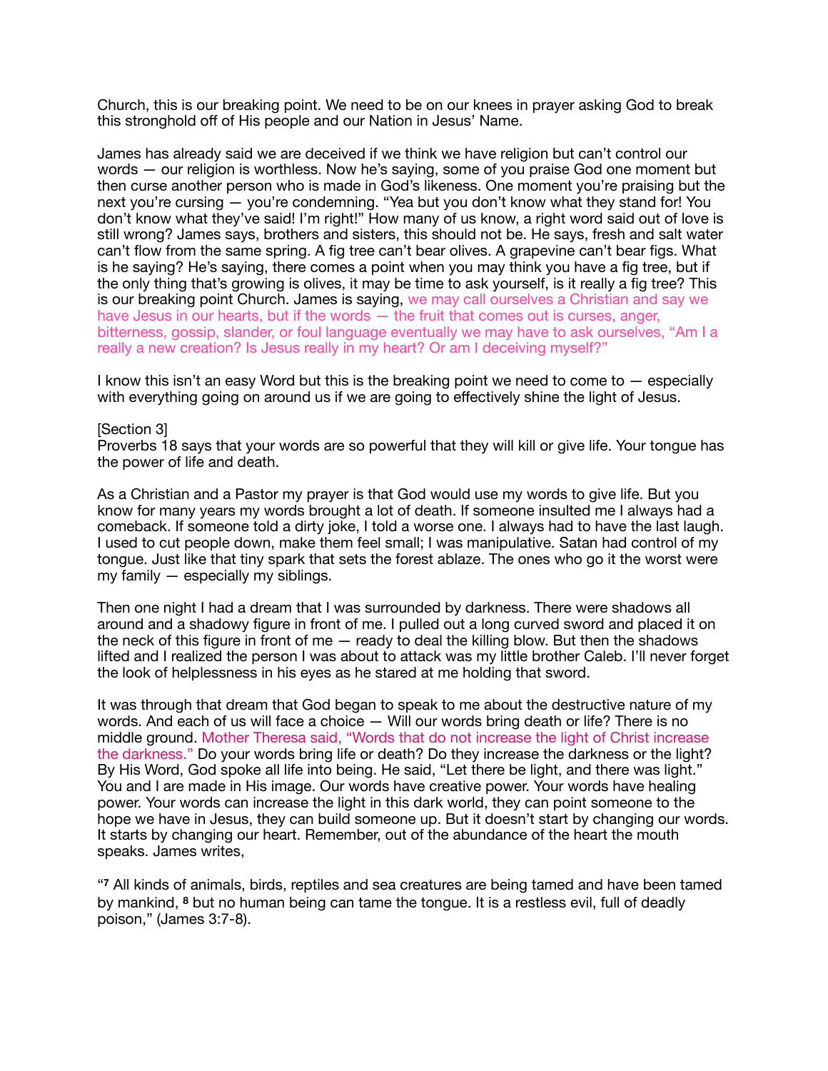Church, this is our breaking point. We need to be on our knees in prayer asking God to break this stronghold off of His people and our Nation in Jesus' Name.

James has already said we are deceived if we think we have religion but can't control our words — our religion is worthless. Now he's saying, some of you praise God one moment but then curse another person who is made in God's likeness. One moment you're praising but the next you're cursing — you're condemning. "Yea but you don't know what they stand for! You don't know what they've said! I'm right!" How many of us know, a right word said out of love is still wrong? James says, brothers and sisters, this should not be. He says, fresh and salt water can't flow from the same spring. A fig tree can't bear olives. A grapevine can't bear figs. What is he saying? He's saying, there comes a point when you may think you have a fig tree, but if the only thing that's growing is olives, it may be time to ask yourself, is it really a fig tree? This is our breaking point Church. James is saying, we may call ourselves a Christian and say we have Jesus in our hearts, but if the words — the fruit that comes out is curses, anger, bitterness, gossip, slander, or foul language eventually we may have to ask ourselves, "Am I a really a new creation? Is Jesus really in my heart? Or am I deceiving myself?"

I know this isn't an easy Word but this is the breaking point we need to come to — especially with everything going on around us if we are going to effectively shine the light of Jesus.

[Section 3]
Proverbs 18 says that your words are so powerful that they will kill or give life. Your tongue has the power of life and death.

As a Christian and a Pastor my prayer is that God would use my words to give life. But you know for many years my words brought a lot of death. If someone insulted me I always had a comeback. If someone told a dirty joke, I told a worse one. I always had to have the last laugh. I used to cut people down, make them feel small; I was manipulative. Satan had control of my tongue. Just like that tiny spark that sets the forest ablaze. The ones who go it the worst were my family — especially my siblings.

Then one night I had a dream that I was surrounded by darkness. There were shadows all around and a shadowy figure in front of me. I pulled out a long curved sword and placed it on the neck of this figure in front of me — ready to deal the killing blow. But then the shadows lifted and I realized the person I was about to attack was my little brother Caleb. I'll never forget the look of helplessness in his eyes as he stared at me holding that sword.

It was through that dream that God began to speak to me about the destructive nature of my words. And each of us will face a choice — Will our words bring death or life? There is no middle ground. Mother Theresa said, "Words that do not increase the light of Christ increase the darkness." Do your words bring life or death? Do they increase the darkness or the light? By His Word, God spoke all life into being. He said, "Let there be light, and there was light." You and I are made in His image. Our words have creative power. Your words have healing power. Your words can increase the light in this dark world, they can point someone to the hope we have in Jesus, they can build someone up. But it doesn't start by changing our words. It starts by changing our heart. Remember, out of the abundance of the heart the mouth speaks. James writes,

"**7** All kinds of animals, birds, reptiles and sea creatures are being tamed and have been tamed by mankind, **8** but no human being can tame the tongue. It is a restless evil, full of deadly poison," (James 3:7-8).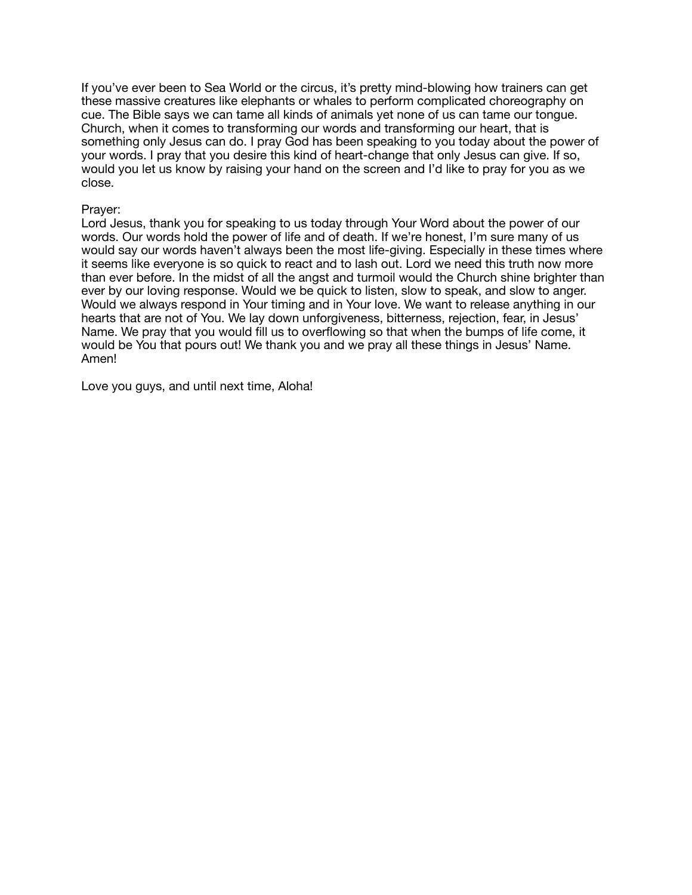If you've ever been to Sea World or the circus, it's pretty mind-blowing how trainers can get these massive creatures like elephants or whales to perform complicated choreography on cue. The Bible says we can tame all kinds of animals yet none of us can tame our tongue. Church, when it comes to transforming our words and transforming our heart, that is something only Jesus can do. I pray God has been speaking to you today about the power of your words. I pray that you desire this kind of heart-change that only Jesus can give. If so, would you let us know by raising your hand on the screen and I'd like to pray for you as we close.

Prayer:
Lord Jesus, thank you for speaking to us today through Your Word about the power of our words. Our words hold the power of life and of death. If we're honest, I'm sure many of us would say our words haven't always been the most life-giving. Especially in these times where it seems like everyone is so quick to react and to lash out. Lord we need this truth now more than ever before. In the midst of all the angst and turmoil would the Church shine brighter than ever by our loving response. Would we be quick to listen, slow to speak, and slow to anger. Would we always respond in Your timing and in Your love. We want to release anything in our hearts that are not of You. We lay down unforgiveness, bitterness, rejection, fear, in Jesus' Name. We pray that you would fill us to overflowing so that when the bumps of life come, it would be You that pours out! We thank you and we pray all these things in Jesus' Name. Amen!

Love you guys, and until next time, Aloha!